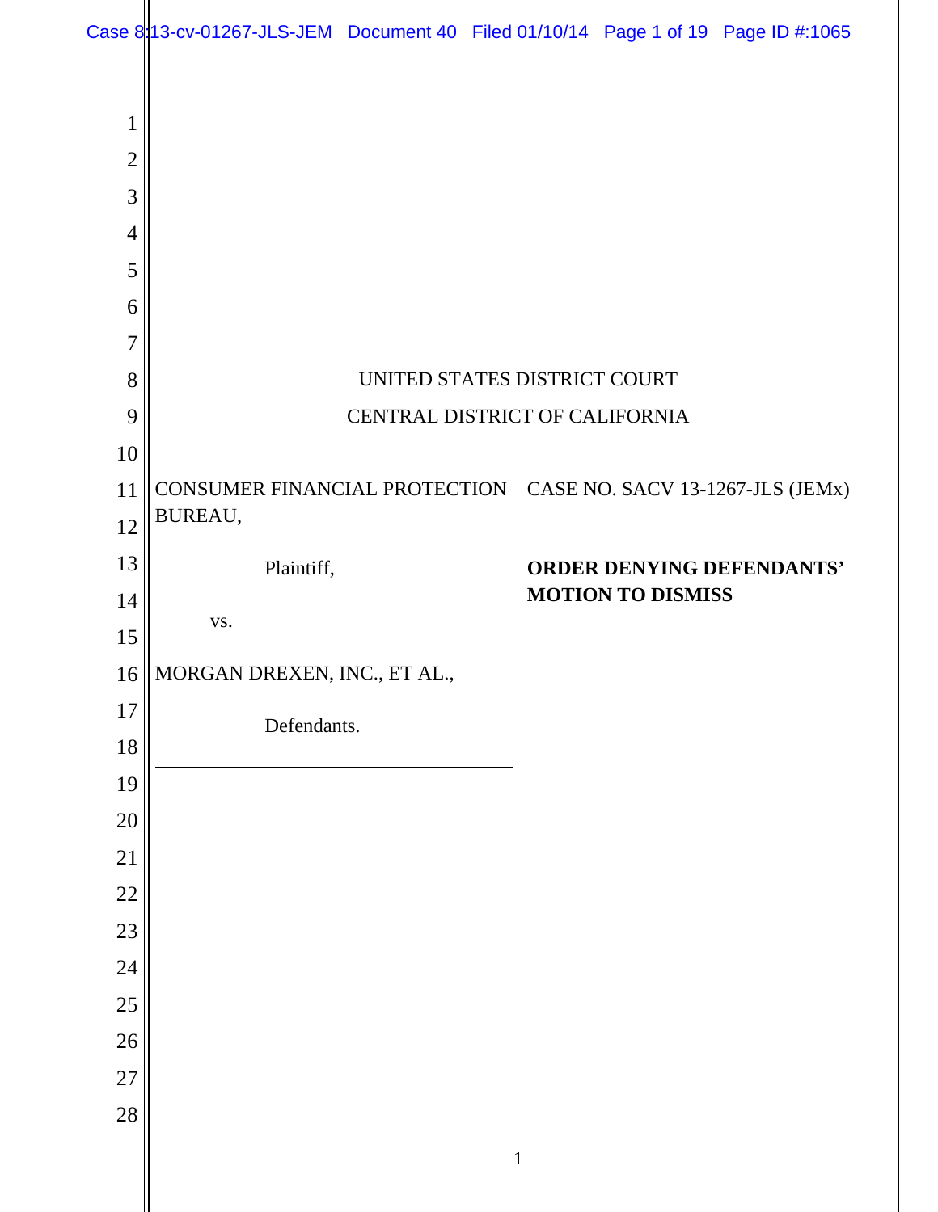UNITED STATES DISTRICT COURT

CENTRAL DISTRICT OF CALIFORNIA

| | |
|---|---|
| CONSUMER FINANCIAL PROTECTION BUREAU,<br><br>Plaintiff,<br><br>vs.<br><br>MORGAN DREXEN, INC., ET AL.,<br><br>Defendants. | CASE NO. SACV 13-1267-JLS (JEMx)<br><br>**ORDER DENYING DEFENDANTS' MOTION TO DISMISS** |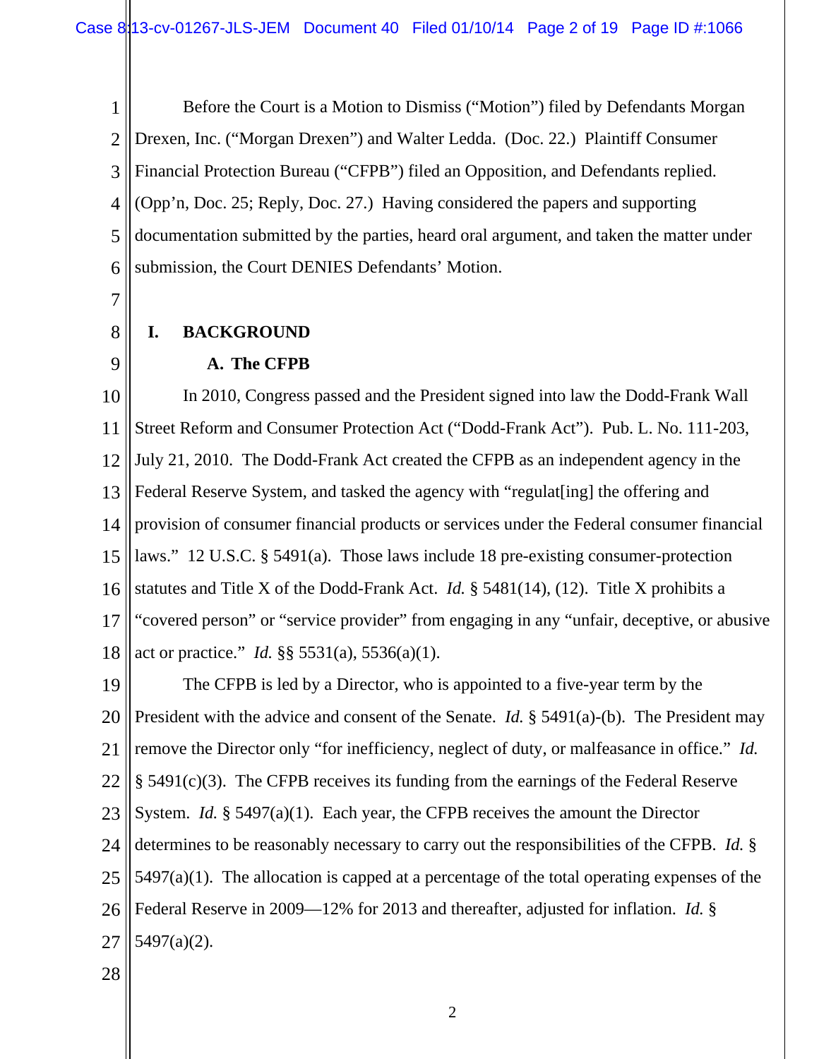Before the Court is a Motion to Dismiss ("Motion") filed by Defendants Morgan Drexen, Inc. ("Morgan Drexen") and Walter Ledda. (Doc. 22.) Plaintiff Consumer Financial Protection Bureau ("CFPB") filed an Opposition, and Defendants replied. (Opp'n, Doc. 25; Reply, Doc. 27.) Having considered the papers and supporting documentation submitted by the parties, heard oral argument, and taken the matter under submission, the Court DENIES Defendants' Motion.

## I. BACKGROUND

### A. The CFPB

In 2010, Congress passed and the President signed into law the Dodd-Frank Wall Street Reform and Consumer Protection Act ("Dodd-Frank Act"). Pub. L. No. 111-203, July 21, 2010. The Dodd-Frank Act created the CFPB as an independent agency in the Federal Reserve System, and tasked the agency with "regulat[ing] the offering and provision of consumer financial products or services under the Federal consumer financial laws." 12 U.S.C. § 5491(a). Those laws include 18 pre-existing consumer-protection statutes and Title X of the Dodd-Frank Act. *Id.* § 5481(14), (12). Title X prohibits a "covered person" or "service provider" from engaging in any "unfair, deceptive, or abusive act or practice." *Id.* §§ 5531(a), 5536(a)(1).

The CFPB is led by a Director, who is appointed to a five-year term by the President with the advice and consent of the Senate. *Id.* § 5491(a)-(b). The President may remove the Director only "for inefficiency, neglect of duty, or malfeasance in office." *Id.* § 5491(c)(3). The CFPB receives its funding from the earnings of the Federal Reserve System. *Id.* § 5497(a)(1). Each year, the CFPB receives the amount the Director determines to be reasonably necessary to carry out the responsibilities of the CFPB. *Id.* § 5497(a)(1). The allocation is capped at a percentage of the total operating expenses of the Federal Reserve in 2009—12% for 2013 and thereafter, adjusted for inflation. *Id.* § 5497(a)(2).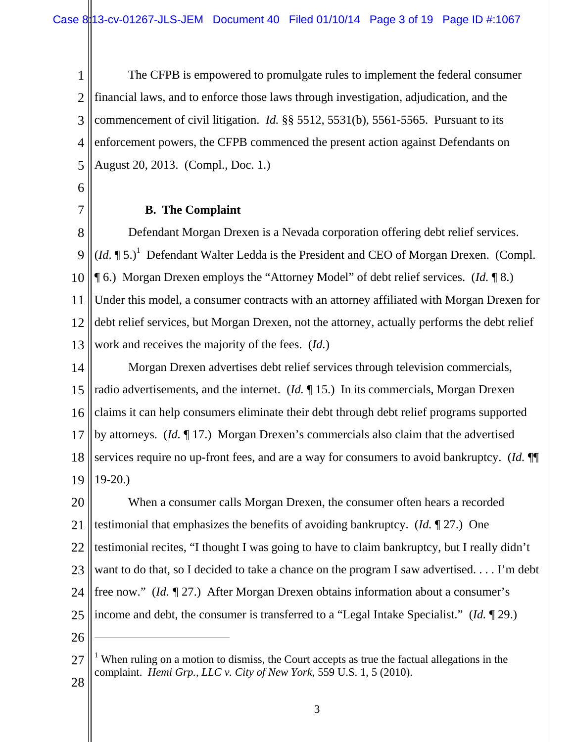The CFPB is empowered to promulgate rules to implement the federal consumer financial laws, and to enforce those laws through investigation, adjudication, and the commencement of civil litigation. *Id.* §§ 5512, 5531(b), 5561-5565. Pursuant to its enforcement powers, the CFPB commenced the present action against Defendants on August 20, 2013. (Compl., Doc. 1.)

**B. The Complaint**

Defendant Morgan Drexen is a Nevada corporation offering debt relief services. (*Id.* ¶ 5.)[1] Defendant Walter Ledda is the President and CEO of Morgan Drexen. (Compl. ¶ 6.) Morgan Drexen employs the "Attorney Model" of debt relief services. (*Id.* ¶ 8.) Under this model, a consumer contracts with an attorney affiliated with Morgan Drexen for debt relief services, but Morgan Drexen, not the attorney, actually performs the debt relief work and receives the majority of the fees. (*Id.*)

Morgan Drexen advertises debt relief services through television commercials, radio advertisements, and the internet. (*Id.* ¶ 15.) In its commercials, Morgan Drexen claims it can help consumers eliminate their debt through debt relief programs supported by attorneys. (*Id.* ¶ 17.) Morgan Drexen's commercials also claim that the advertised services require no up-front fees, and are a way for consumers to avoid bankruptcy. (*Id.* ¶¶ 19-20.)

When a consumer calls Morgan Drexen, the consumer often hears a recorded testimonial that emphasizes the benefits of avoiding bankruptcy. (*Id.* ¶ 27.) One testimonial recites, "I thought I was going to have to claim bankruptcy, but I really didn't want to do that, so I decided to take a chance on the program I saw advertised. . . . I'm debt free now." (*Id.* ¶ 27.) After Morgan Drexen obtains information about a consumer's income and debt, the consumer is transferred to a "Legal Intake Specialist." (*Id.* ¶ 29.)

---

[1] When ruling on a motion to dismiss, the Court accepts as true the factual allegations in the complaint. *Hemi Grp., LLC v. City of New York*, 559 U.S. 1, 5 (2010).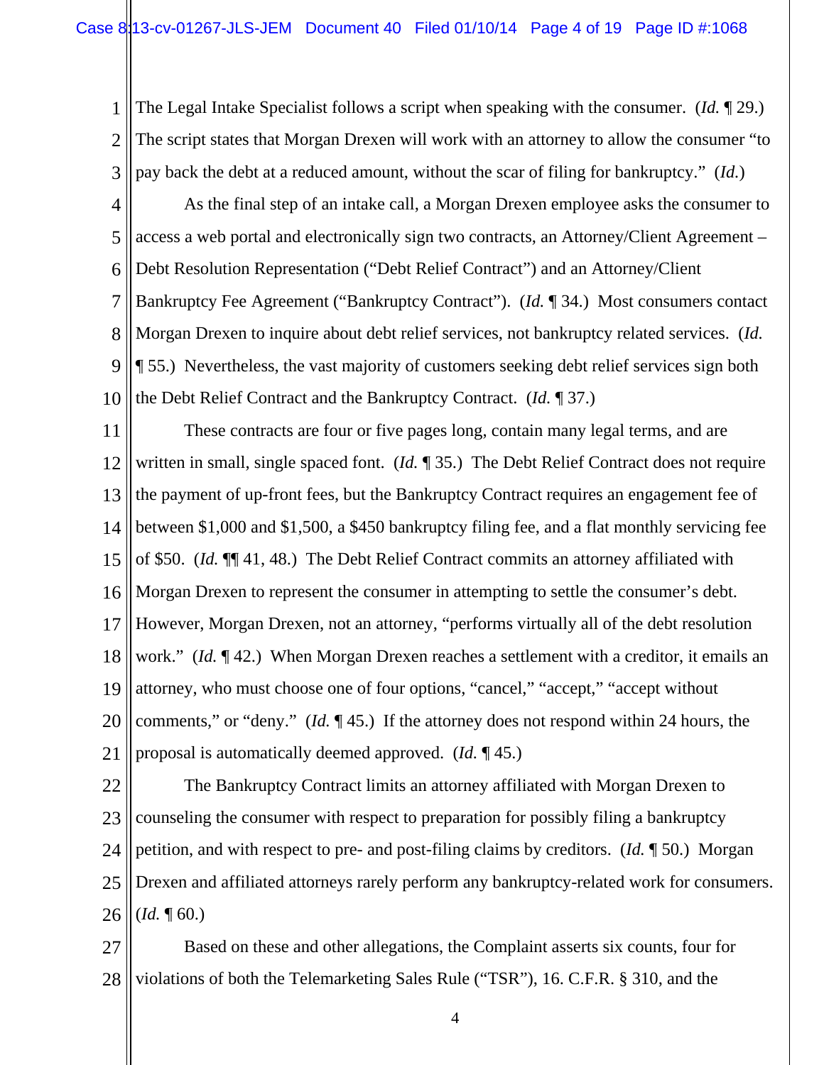The Legal Intake Specialist follows a script when speaking with the consumer. (*Id.* ¶ 29.) The script states that Morgan Drexen will work with an attorney to allow the consumer "to pay back the debt at a reduced amount, without the scar of filing for bankruptcy." (*Id.*)

As the final step of an intake call, a Morgan Drexen employee asks the consumer to access a web portal and electronically sign two contracts, an Attorney/Client Agreement – Debt Resolution Representation ("Debt Relief Contract") and an Attorney/Client Bankruptcy Fee Agreement ("Bankruptcy Contract"). (*Id.* ¶ 34.) Most consumers contact Morgan Drexen to inquire about debt relief services, not bankruptcy related services. (*Id.* ¶ 55.) Nevertheless, the vast majority of customers seeking debt relief services sign both the Debt Relief Contract and the Bankruptcy Contract. (*Id.* ¶ 37.)

These contracts are four or five pages long, contain many legal terms, and are written in small, single spaced font. (*Id.* ¶ 35.) The Debt Relief Contract does not require the payment of up-front fees, but the Bankruptcy Contract requires an engagement fee of between $1,000 and $1,500, a $450 bankruptcy filing fee, and a flat monthly servicing fee of $50. (*Id.* ¶¶ 41, 48.) The Debt Relief Contract commits an attorney affiliated with Morgan Drexen to represent the consumer in attempting to settle the consumer's debt. However, Morgan Drexen, not an attorney, "performs virtually all of the debt resolution work." (*Id.* ¶ 42.) When Morgan Drexen reaches a settlement with a creditor, it emails an attorney, who must choose one of four options, "cancel," "accept," "accept without comments," or "deny." (*Id.* ¶ 45.) If the attorney does not respond within 24 hours, the proposal is automatically deemed approved. (*Id.* ¶ 45.)

The Bankruptcy Contract limits an attorney affiliated with Morgan Drexen to counseling the consumer with respect to preparation for possibly filing a bankruptcy petition, and with respect to pre- and post-filing claims by creditors. (*Id.* ¶ 50.) Morgan Drexen and affiliated attorneys rarely perform any bankruptcy-related work for consumers. (*Id.* ¶ 60.)

Based on these and other allegations, the Complaint asserts six counts, four for violations of both the Telemarketing Sales Rule ("TSR"), 16. C.F.R. § 310, and the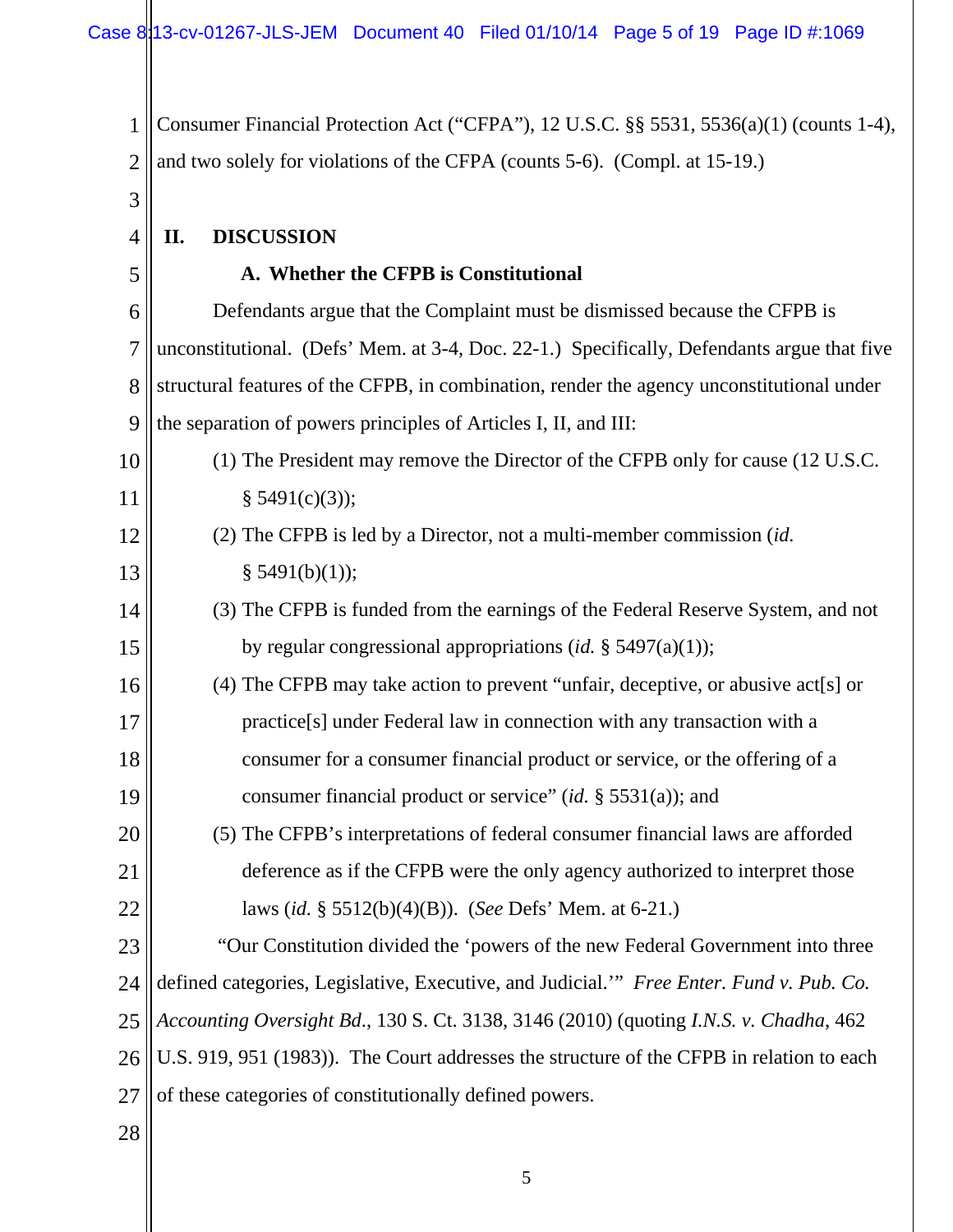Consumer Financial Protection Act ("CFPA"), 12 U.S.C. §§ 5531, 5536(a)(1) (counts 1-4), and two solely for violations of the CFPA (counts 5-6). (Compl. at 15-19.)

## II. DISCUSSION

### A. Whether the CFPB is Constitutional

Defendants argue that the Complaint must be dismissed because the CFPB is unconstitutional. (Defs' Mem. at 3-4, Doc. 22-1.) Specifically, Defendants argue that five structural features of the CFPB, in combination, render the agency unconstitutional under the separation of powers principles of Articles I, II, and III:

(1) The President may remove the Director of the CFPB only for cause (12 U.S.C. § 5491(c)(3));

(2) The CFPB is led by a Director, not a multi-member commission (*id.* § 5491(b)(1));

(3) The CFPB is funded from the earnings of the Federal Reserve System, and not by regular congressional appropriations (*id.* § 5497(a)(1));

(4) The CFPB may take action to prevent "unfair, deceptive, or abusive act[s] or practice[s] under Federal law in connection with any transaction with a consumer for a consumer financial product or service, or the offering of a consumer financial product or service" (*id.* § 5531(a)); and

(5) The CFPB's interpretations of federal consumer financial laws are afforded deference as if the CFPB were the only agency authorized to interpret those laws (*id.* § 5512(b)(4)(B)). (*See* Defs' Mem. at 6-21.)

"Our Constitution divided the 'powers of the new Federal Government into three defined categories, Legislative, Executive, and Judicial.'" *Free Enter. Fund v. Pub. Co. Accounting Oversight Bd.*, 130 S. Ct. 3138, 3146 (2010) (quoting *I.N.S. v. Chadha*, 462 U.S. 919, 951 (1983)). The Court addresses the structure of the CFPB in relation to each of these categories of constitutionally defined powers.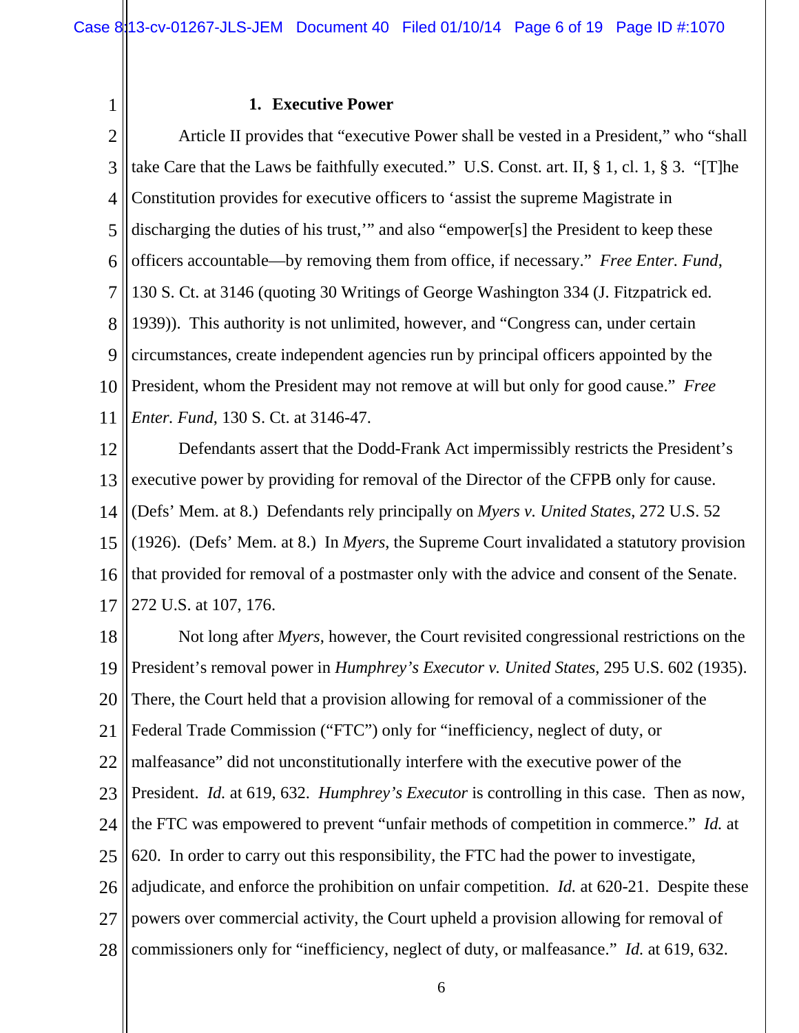### 1. Executive Power

Article II provides that "executive Power shall be vested in a President," who "shall take Care that the Laws be faithfully executed." U.S. Const. art. II, § 1, cl. 1, § 3. "[T]he Constitution provides for executive officers to 'assist the supreme Magistrate in discharging the duties of his trust,'" and also "empower[s] the President to keep these officers accountable—by removing them from office, if necessary." *Free Enter. Fund*, 130 S. Ct. at 3146 (quoting 30 Writings of George Washington 334 (J. Fitzpatrick ed. 1939)). This authority is not unlimited, however, and "Congress can, under certain circumstances, create independent agencies run by principal officers appointed by the President, whom the President may not remove at will but only for good cause." *Free Enter. Fund*, 130 S. Ct. at 3146-47.

Defendants assert that the Dodd-Frank Act impermissibly restricts the President's executive power by providing for removal of the Director of the CFPB only for cause. (Defs' Mem. at 8.) Defendants rely principally on *Myers v. United States*, 272 U.S. 52 (1926). (Defs' Mem. at 8.) In *Myers*, the Supreme Court invalidated a statutory provision that provided for removal of a postmaster only with the advice and consent of the Senate. 272 U.S. at 107, 176.

Not long after *Myers*, however, the Court revisited congressional restrictions on the President's removal power in *Humphrey's Executor v. United States*, 295 U.S. 602 (1935). There, the Court held that a provision allowing for removal of a commissioner of the Federal Trade Commission ("FTC") only for "inefficiency, neglect of duty, or malfeasance" did not unconstitutionally interfere with the executive power of the President. *Id.* at 619, 632. *Humphrey's Executor* is controlling in this case. Then as now, the FTC was empowered to prevent "unfair methods of competition in commerce." *Id.* at 620. In order to carry out this responsibility, the FTC had the power to investigate, adjudicate, and enforce the prohibition on unfair competition. *Id.* at 620-21. Despite these powers over commercial activity, the Court upheld a provision allowing for removal of commissioners only for "inefficiency, neglect of duty, or malfeasance." *Id.* at 619, 632.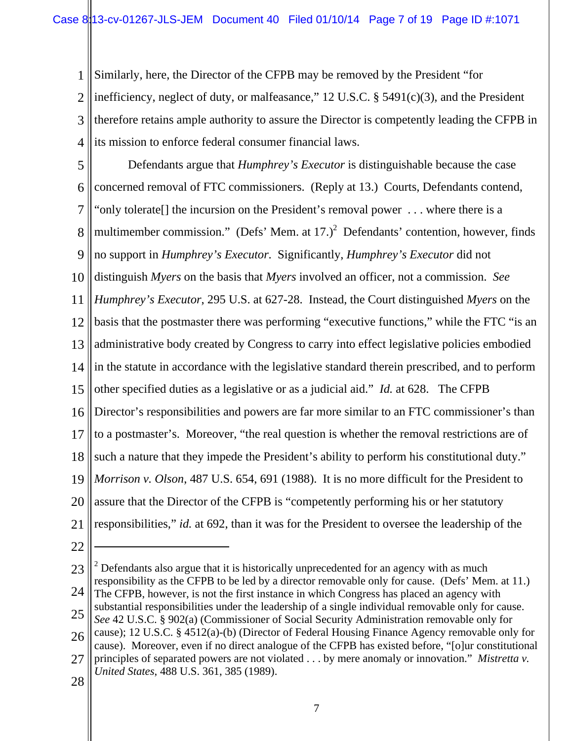Similarly, here, the Director of the CFPB may be removed by the President "for inefficiency, neglect of duty, or malfeasance," 12 U.S.C. § 5491(c)(3), and the President therefore retains ample authority to assure the Director is competently leading the CFPB in its mission to enforce federal consumer financial laws.

Defendants argue that *Humphrey's Executor* is distinguishable because the case concerned removal of FTC commissioners. (Reply at 13.) Courts, Defendants contend, "only tolerate[] the incursion on the President's removal power . . . where there is a multimember commission." (Defs' Mem. at 17.)[2] Defendants' contention, however, finds no support in *Humphrey's Executor*. Significantly, *Humphrey's Executor* did not distinguish *Myers* on the basis that *Myers* involved an officer, not a commission. *See Humphrey's Executor*, 295 U.S. at 627-28. Instead, the Court distinguished *Myers* on the basis that the postmaster there was performing "executive functions," while the FTC "is an administrative body created by Congress to carry into effect legislative policies embodied in the statute in accordance with the legislative standard therein prescribed, and to perform other specified duties as a legislative or as a judicial aid." *Id.* at 628. The CFPB Director's responsibilities and powers are far more similar to an FTC commissioner's than to a postmaster's. Moreover, "the real question is whether the removal restrictions are of such a nature that they impede the President's ability to perform his constitutional duty." *Morrison v. Olson*, 487 U.S. 654, 691 (1988). It is no more difficult for the President to assure that the Director of the CFPB is "competently performing his or her statutory responsibilities," *id.* at 692, than it was for the President to oversee the leadership of the

---

[2] Defendants also argue that it is historically unprecedented for an agency with as much responsibility as the CFPB to be led by a director removable only for cause. (Defs' Mem. at 11.) The CFPB, however, is not the first instance in which Congress has placed an agency with substantial responsibilities under the leadership of a single individual removable only for cause. *See* 42 U.S.C. § 902(a) (Commissioner of Social Security Administration removable only for cause); 12 U.S.C. § 4512(a)-(b) (Director of Federal Housing Finance Agency removable only for cause). Moreover, even if no direct analogue of the CFPB has existed before, "[o]ur constitutional principles of separated powers are not violated . . . by mere anomaly or innovation." *Mistretta v. United States*, 488 U.S. 361, 385 (1989).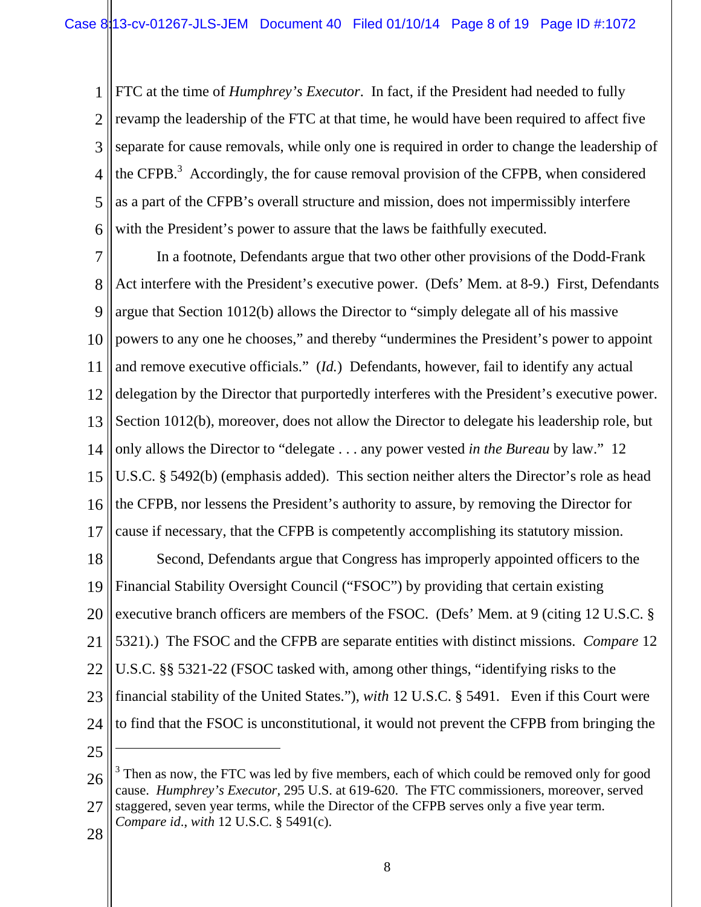FTC at the time of *Humphrey's Executor*. In fact, if the President had needed to fully revamp the leadership of the FTC at that time, he would have been required to affect five separate for cause removals, while only one is required in order to change the leadership of the CFPB.[3] Accordingly, the for cause removal provision of the CFPB, when considered as a part of the CFPB's overall structure and mission, does not impermissibly interfere with the President's power to assure that the laws be faithfully executed.

In a footnote, Defendants argue that two other other provisions of the Dodd-Frank Act interfere with the President's executive power. (Defs' Mem. at 8-9.) First, Defendants argue that Section 1012(b) allows the Director to "simply delegate all of his massive powers to any one he chooses," and thereby "undermines the President's power to appoint and remove executive officials." (*Id.*) Defendants, however, fail to identify any actual delegation by the Director that purportedly interferes with the President's executive power. Section 1012(b), moreover, does not allow the Director to delegate his leadership role, but only allows the Director to "delegate . . . any power vested *in the Bureau* by law." 12 U.S.C. § 5492(b) (emphasis added). This section neither alters the Director's role as head the CFPB, nor lessens the President's authority to assure, by removing the Director for cause if necessary, that the CFPB is competently accomplishing its statutory mission.

Second, Defendants argue that Congress has improperly appointed officers to the Financial Stability Oversight Council ("FSOC") by providing that certain existing executive branch officers are members of the FSOC. (Defs' Mem. at 9 (citing 12 U.S.C. § 5321).) The FSOC and the CFPB are separate entities with distinct missions. *Compare* 12 U.S.C. §§ 5321-22 (FSOC tasked with, among other things, "identifying risks to the financial stability of the United States."), *with* 12 U.S.C. § 5491. Even if this Court were to find that the FSOC is unconstitutional, it would not prevent the CFPB from bringing the

---

[3] Then as now, the FTC was led by five members, each of which could be removed only for good cause. *Humphrey's Executor,* 295 U.S. at 619-620. The FTC commissioners, moreover, served staggered, seven year terms, while the Director of the CFPB serves only a five year term. *Compare id*., *with* 12 U.S.C. § 5491(c).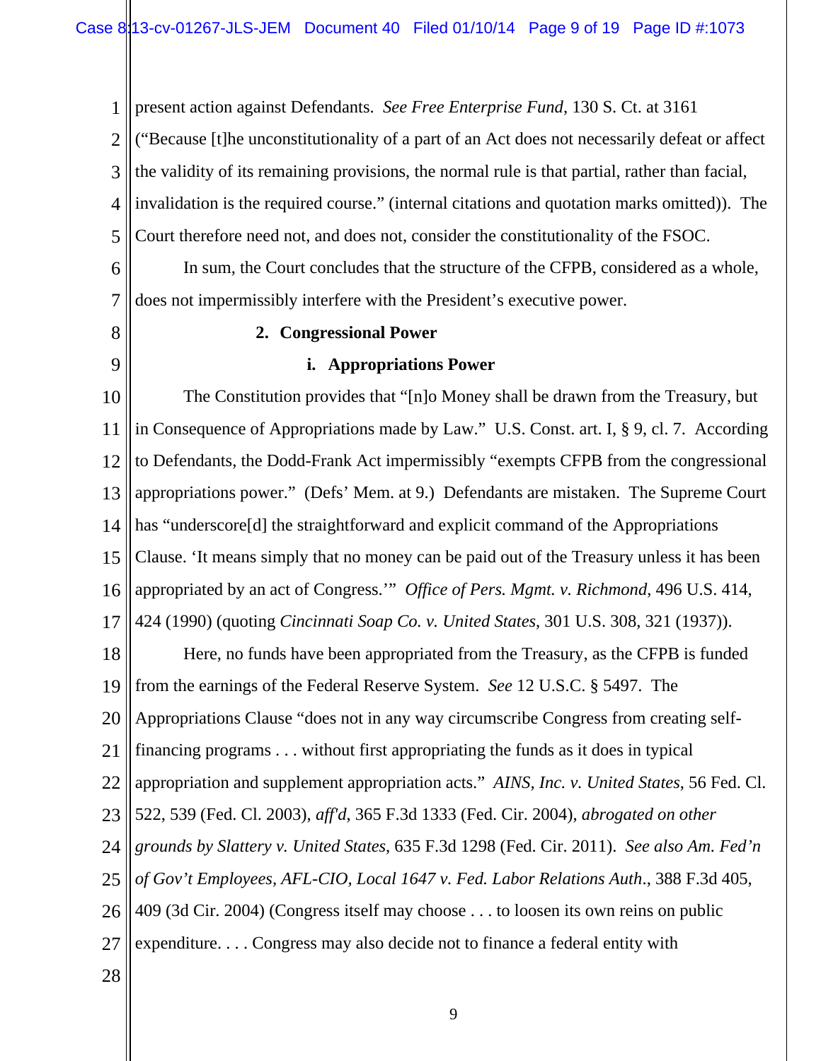present action against Defendants. *See Free Enterprise Fund*, 130 S. Ct. at 3161 ("Because [t]he unconstitutionality of a part of an Act does not necessarily defeat or affect the validity of its remaining provisions, the normal rule is that partial, rather than facial, invalidation is the required course." (internal citations and quotation marks omitted)). The Court therefore need not, and does not, consider the constitutionality of the FSOC.

In sum, the Court concludes that the structure of the CFPB, considered as a whole, does not impermissibly interfere with the President's executive power.

**2. Congressional Power**

**i. Appropriations Power**

The Constitution provides that "[n]o Money shall be drawn from the Treasury, but in Consequence of Appropriations made by Law." U.S. Const. art. I, § 9, cl. 7. According to Defendants, the Dodd-Frank Act impermissibly "exempts CFPB from the congressional appropriations power." (Defs' Mem. at 9.) Defendants are mistaken. The Supreme Court has "underscore[d] the straightforward and explicit command of the Appropriations Clause. 'It means simply that no money can be paid out of the Treasury unless it has been appropriated by an act of Congress.'" *Office of Pers. Mgmt. v. Richmond*, 496 U.S. 414, 424 (1990) (quoting *Cincinnati Soap Co. v. United States*, 301 U.S. 308, 321 (1937)).

Here, no funds have been appropriated from the Treasury, as the CFPB is funded from the earnings of the Federal Reserve System. *See* 12 U.S.C. § 5497. The Appropriations Clause "does not in any way circumscribe Congress from creating self-financing programs . . . without first appropriating the funds as it does in typical appropriation and supplement appropriation acts." *AINS, Inc. v. United States*, 56 Fed. Cl. 522, 539 (Fed. Cl. 2003), *aff'd*, 365 F.3d 1333 (Fed. Cir. 2004), *abrogated on other grounds by Slattery v. United States*, 635 F.3d 1298 (Fed. Cir. 2011). *See also Am. Fed'n of Gov't Employees, AFL-CIO, Local 1647 v. Fed. Labor Relations Auth.*, 388 F.3d 405, 409 (3d Cir. 2004) (Congress itself may choose . . . to loosen its own reins on public expenditure. . . . Congress may also decide not to finance a federal entity with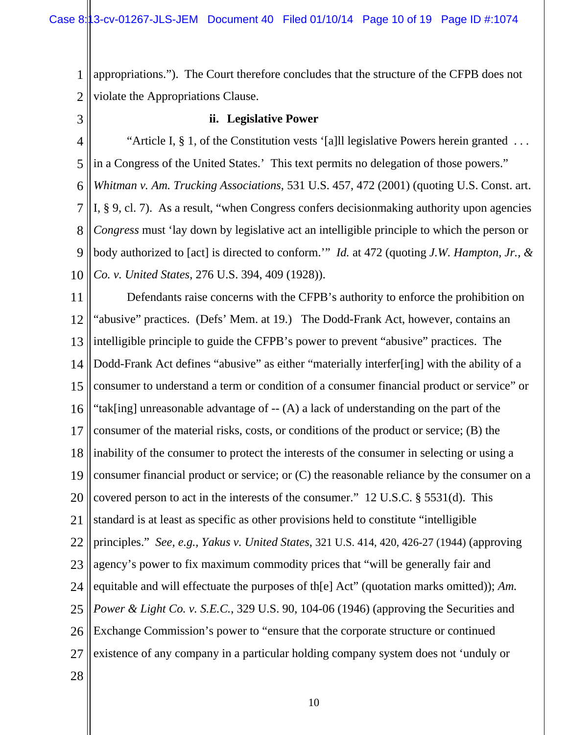appropriations."). The Court therefore concludes that the structure of the CFPB does not violate the Appropriations Clause.

### ii. Legislative Power

"Article I, § 1, of the Constitution vests '[a]ll legislative Powers herein granted . . . in a Congress of the United States.' This text permits no delegation of those powers." *Whitman v. Am. Trucking Associations*, 531 U.S. 457, 472 (2001) (quoting U.S. Const. art. I, § 9, cl. 7). As a result, "when Congress confers decisionmaking authority upon agencies *Congress* must 'lay down by legislative act an intelligible principle to which the person or body authorized to [act] is directed to conform.'" *Id.* at 472 (quoting *J.W. Hampton, Jr., & Co. v. United States*, 276 U.S. 394, 409 (1928)).

Defendants raise concerns with the CFPB's authority to enforce the prohibition on "abusive" practices. (Defs' Mem. at 19.) The Dodd-Frank Act, however, contains an intelligible principle to guide the CFPB's power to prevent "abusive" practices. The Dodd-Frank Act defines "abusive" as either "materially interfer[ing] with the ability of a consumer to understand a term or condition of a consumer financial product or service" or "tak[ing] unreasonable advantage of -- (A) a lack of understanding on the part of the consumer of the material risks, costs, or conditions of the product or service; (B) the inability of the consumer to protect the interests of the consumer in selecting or using a consumer financial product or service; or (C) the reasonable reliance by the consumer on a covered person to act in the interests of the consumer." 12 U.S.C. § 5531(d). This standard is at least as specific as other provisions held to constitute "intelligible principles." *See, e.g.*, *Yakus v. United States*, 321 U.S. 414, 420, 426-27 (1944) (approving agency's power to fix maximum commodity prices that "will be generally fair and equitable and will effectuate the purposes of th[e] Act" (quotation marks omitted)); *Am. Power & Light Co. v. S.E.C.*, 329 U.S. 90, 104-06 (1946) (approving the Securities and Exchange Commission's power to "ensure that the corporate structure or continued existence of any company in a particular holding company system does not 'unduly or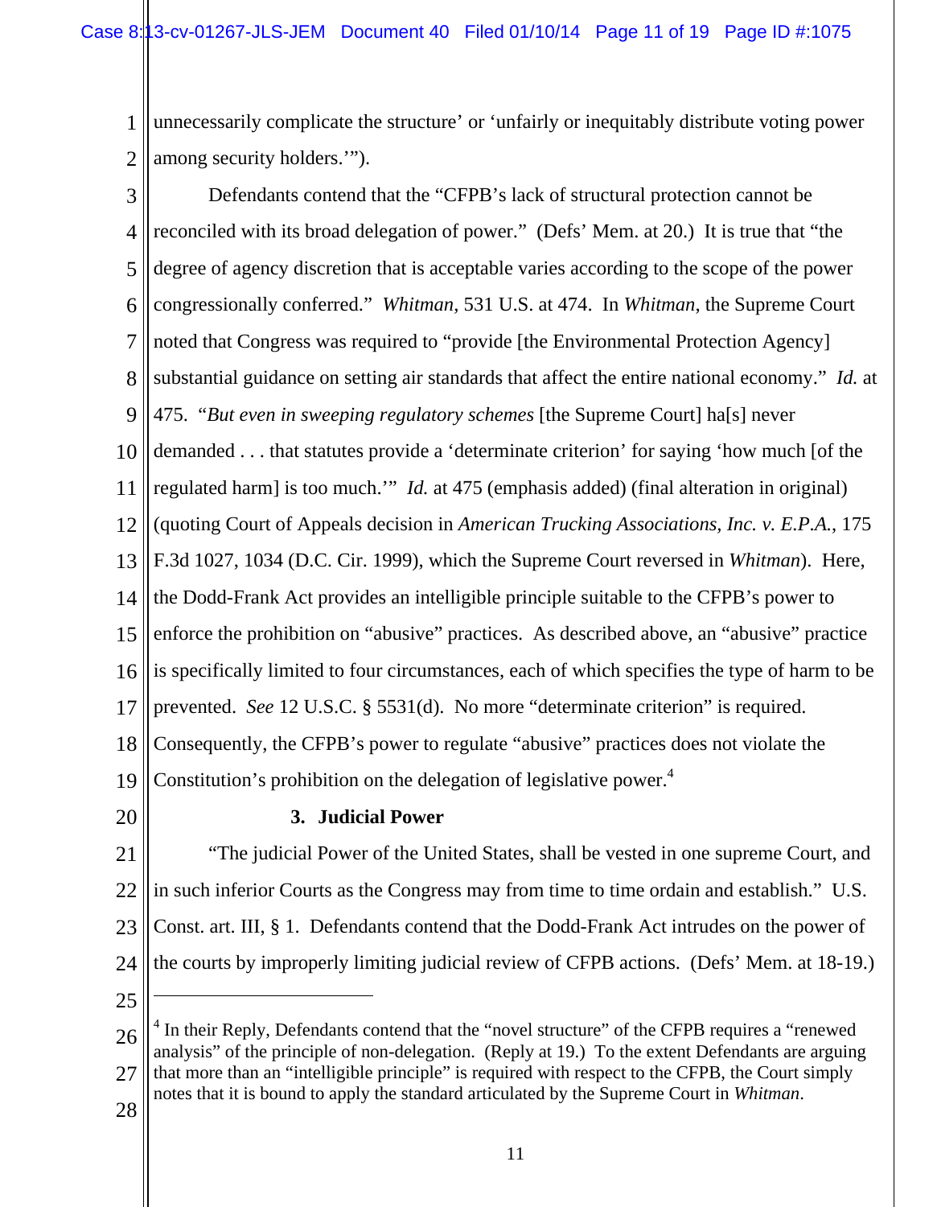unnecessarily complicate the structure' or 'unfairly or inequitably distribute voting power among security holders.'").

Defendants contend that the "CFPB's lack of structural protection cannot be reconciled with its broad delegation of power." (Defs' Mem. at 20.) It is true that "the degree of agency discretion that is acceptable varies according to the scope of the power congressionally conferred." *Whitman*, 531 U.S. at 474. In *Whitman*, the Supreme Court noted that Congress was required to "provide [the Environmental Protection Agency] substantial guidance on setting air standards that affect the entire national economy." *Id.* at 475. "*But even in sweeping regulatory schemes* [the Supreme Court] ha[s] never demanded . . . that statutes provide a 'determinate criterion' for saying 'how much [of the regulated harm] is too much.'" *Id.* at 475 (emphasis added) (final alteration in original) (quoting Court of Appeals decision in *American Trucking Associations, Inc. v. E.P.A.*, 175 F.3d 1027, 1034 (D.C. Cir. 1999), which the Supreme Court reversed in *Whitman*). Here, the Dodd-Frank Act provides an intelligible principle suitable to the CFPB's power to enforce the prohibition on "abusive" practices. As described above, an "abusive" practice is specifically limited to four circumstances, each of which specifies the type of harm to be prevented. *See* 12 U.S.C. § 5531(d). No more "determinate criterion" is required. Consequently, the CFPB's power to regulate "abusive" practices does not violate the Constitution's prohibition on the delegation of legislative power.[4]

### 3. Judicial Power

"The judicial Power of the United States, shall be vested in one supreme Court, and in such inferior Courts as the Congress may from time to time ordain and establish." U.S. Const. art. III, § 1. Defendants contend that the Dodd-Frank Act intrudes on the power of the courts by improperly limiting judicial review of CFPB actions. (Defs' Mem. at 18-19.)

---

[4] In their Reply, Defendants contend that the "novel structure" of the CFPB requires a "renewed analysis" of the principle of non-delegation. (Reply at 19.) To the extent Defendants are arguing that more than an "intelligible principle" is required with respect to the CFPB, the Court simply notes that it is bound to apply the standard articulated by the Supreme Court in *Whitman*.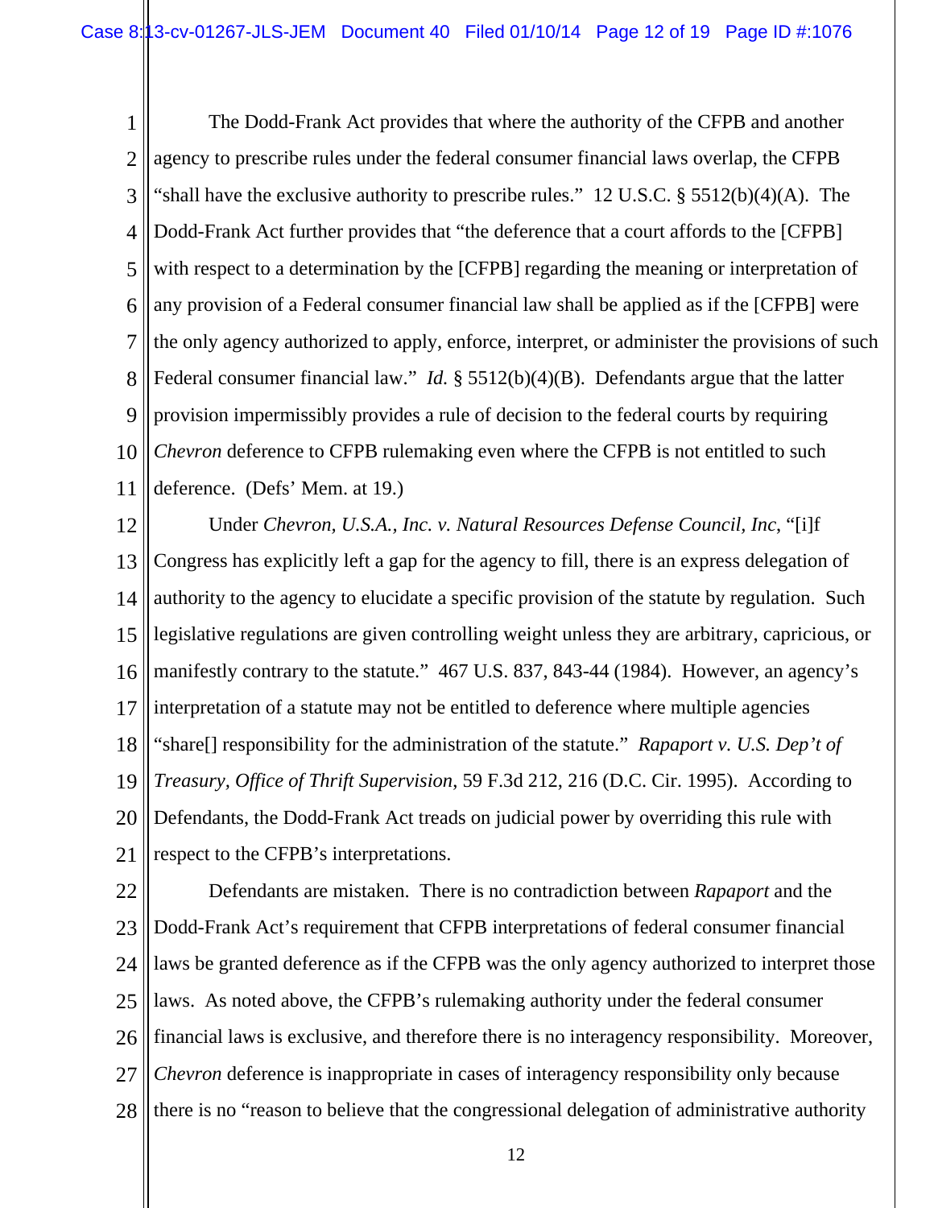The Dodd-Frank Act provides that where the authority of the CFPB and another agency to prescribe rules under the federal consumer financial laws overlap, the CFPB "shall have the exclusive authority to prescribe rules." 12 U.S.C. § 5512(b)(4)(A). The Dodd-Frank Act further provides that "the deference that a court affords to the [CFPB] with respect to a determination by the [CFPB] regarding the meaning or interpretation of any provision of a Federal consumer financial law shall be applied as if the [CFPB] were the only agency authorized to apply, enforce, interpret, or administer the provisions of such Federal consumer financial law." *Id.* § 5512(b)(4)(B). Defendants argue that the latter provision impermissibly provides a rule of decision to the federal courts by requiring *Chevron* deference to CFPB rulemaking even where the CFPB is not entitled to such deference. (Defs' Mem. at 19.)

Under *Chevron, U.S.A., Inc. v. Natural Resources Defense Council, Inc*, "[i]f Congress has explicitly left a gap for the agency to fill, there is an express delegation of authority to the agency to elucidate a specific provision of the statute by regulation. Such legislative regulations are given controlling weight unless they are arbitrary, capricious, or manifestly contrary to the statute." 467 U.S. 837, 843-44 (1984). However, an agency's interpretation of a statute may not be entitled to deference where multiple agencies "share[] responsibility for the administration of the statute." *Rapaport v. U.S. Dep't of Treasury, Office of Thrift Supervision*, 59 F.3d 212, 216 (D.C. Cir. 1995). According to Defendants, the Dodd-Frank Act treads on judicial power by overriding this rule with respect to the CFPB's interpretations.

Defendants are mistaken. There is no contradiction between *Rapaport* and the Dodd-Frank Act's requirement that CFPB interpretations of federal consumer financial laws be granted deference as if the CFPB was the only agency authorized to interpret those laws. As noted above, the CFPB's rulemaking authority under the federal consumer financial laws is exclusive, and therefore there is no interagency responsibility. Moreover, *Chevron* deference is inappropriate in cases of interagency responsibility only because there is no "reason to believe that the congressional delegation of administrative authority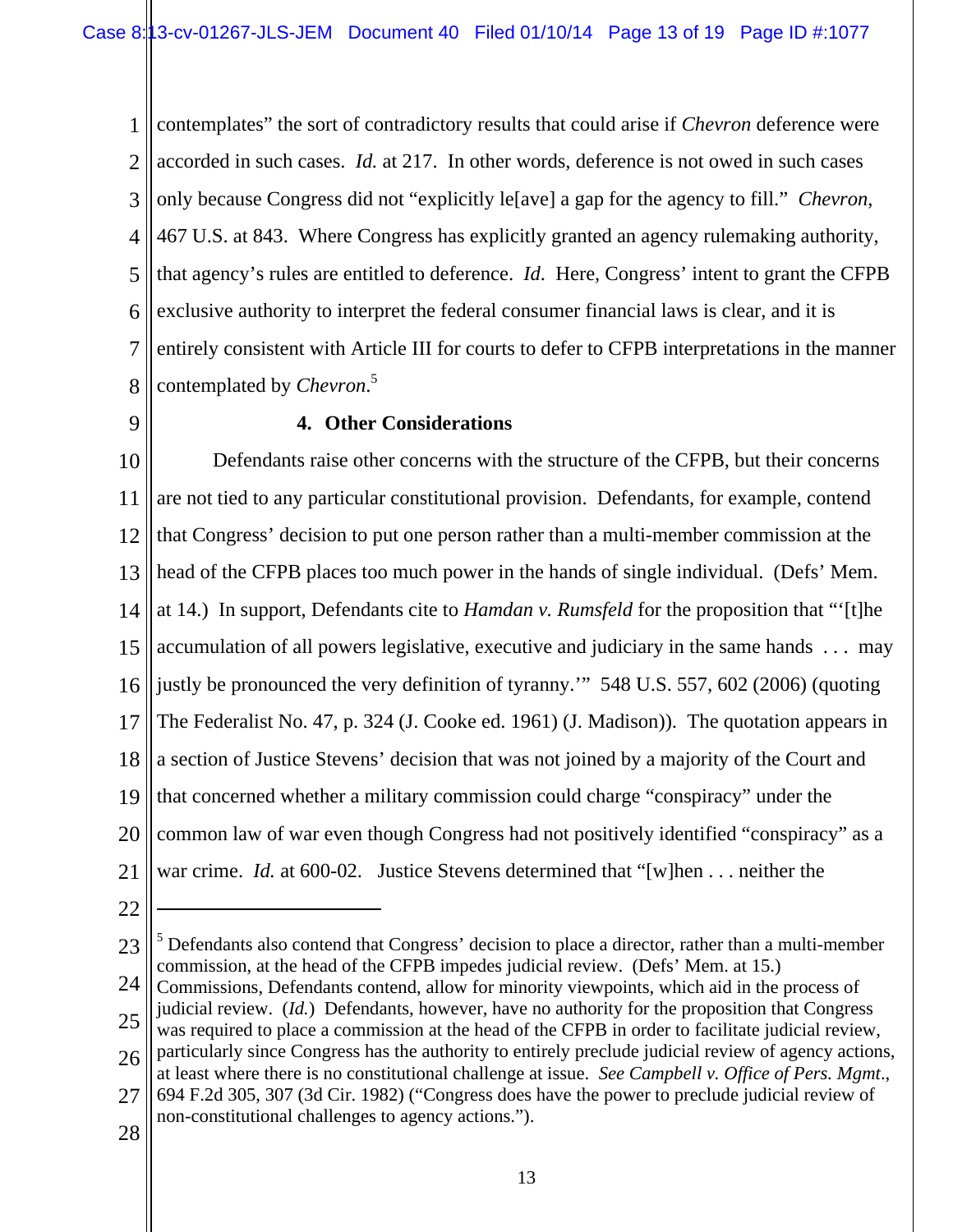contemplates" the sort of contradictory results that could arise if *Chevron* deference were accorded in such cases. *Id.* at 217. In other words, deference is not owed in such cases only because Congress did not "explicitly le[ave] a gap for the agency to fill." *Chevron*, 467 U.S. at 843. Where Congress has explicitly granted an agency rulemaking authority, that agency's rules are entitled to deference. *Id*. Here, Congress' intent to grant the CFPB exclusive authority to interpret the federal consumer financial laws is clear, and it is entirely consistent with Article III for courts to defer to CFPB interpretations in the manner contemplated by *Chevron*.[5]

**4. Other Considerations**

Defendants raise other concerns with the structure of the CFPB, but their concerns are not tied to any particular constitutional provision. Defendants, for example, contend that Congress' decision to put one person rather than a multi-member commission at the head of the CFPB places too much power in the hands of single individual. (Defs' Mem. at 14.) In support, Defendants cite to *Hamdan v. Rumsfeld* for the proposition that "'[t]he accumulation of all powers legislative, executive and judiciary in the same hands . . . may justly be pronounced the very definition of tyranny.'" 548 U.S. 557, 602 (2006) (quoting The Federalist No. 47, p. 324 (J. Cooke ed. 1961) (J. Madison)). The quotation appears in a section of Justice Stevens' decision that was not joined by a majority of the Court and that concerned whether a military commission could charge "conspiracy" under the common law of war even though Congress had not positively identified "conspiracy" as a war crime. *Id.* at 600-02. Justice Stevens determined that "[w]hen . . . neither the

---

[5] Defendants also contend that Congress' decision to place a director, rather than a multi-member commission, at the head of the CFPB impedes judicial review. (Defs' Mem. at 15.) Commissions, Defendants contend, allow for minority viewpoints, which aid in the process of judicial review. (*Id.*) Defendants, however, have no authority for the proposition that Congress was required to place a commission at the head of the CFPB in order to facilitate judicial review, particularly since Congress has the authority to entirely preclude judicial review of agency actions, at least where there is no constitutional challenge at issue. *See Campbell v. Office of Pers. Mgmt*., 694 F.2d 305, 307 (3d Cir. 1982) ("Congress does have the power to preclude judicial review of non-constitutional challenges to agency actions.").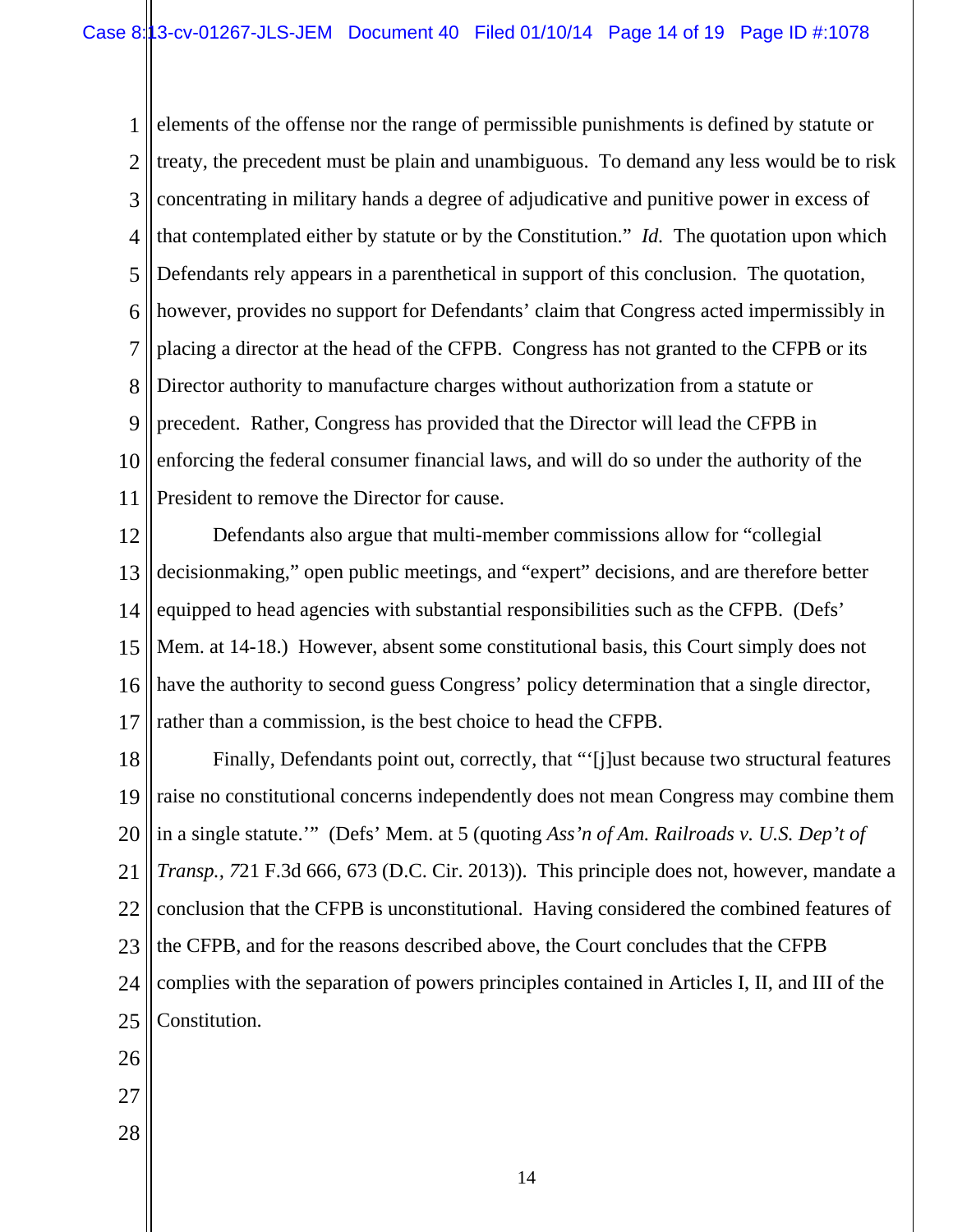elements of the offense nor the range of permissible punishments is defined by statute or treaty, the precedent must be plain and unambiguous. To demand any less would be to risk concentrating in military hands a degree of adjudicative and punitive power in excess of that contemplated either by statute or by the Constitution." *Id.* The quotation upon which Defendants rely appears in a parenthetical in support of this conclusion. The quotation, however, provides no support for Defendants' claim that Congress acted impermissibly in placing a director at the head of the CFPB. Congress has not granted to the CFPB or its Director authority to manufacture charges without authorization from a statute or precedent. Rather, Congress has provided that the Director will lead the CFPB in enforcing the federal consumer financial laws, and will do so under the authority of the President to remove the Director for cause.

Defendants also argue that multi-member commissions allow for "collegial decisionmaking," open public meetings, and "expert" decisions, and are therefore better equipped to head agencies with substantial responsibilities such as the CFPB. (Defs' Mem. at 14-18.) However, absent some constitutional basis, this Court simply does not have the authority to second guess Congress' policy determination that a single director, rather than a commission, is the best choice to head the CFPB.

Finally, Defendants point out, correctly, that "'[j]ust because two structural features raise no constitutional concerns independently does not mean Congress may combine them in a single statute.'" (Defs' Mem. at 5 (quoting *Ass'n of Am. Railroads v. U.S. Dep't of Transp.*, 721 F.3d 666, 673 (D.C. Cir. 2013)). This principle does not, however, mandate a conclusion that the CFPB is unconstitutional. Having considered the combined features of the CFPB, and for the reasons described above, the Court concludes that the CFPB complies with the separation of powers principles contained in Articles I, II, and III of the Constitution.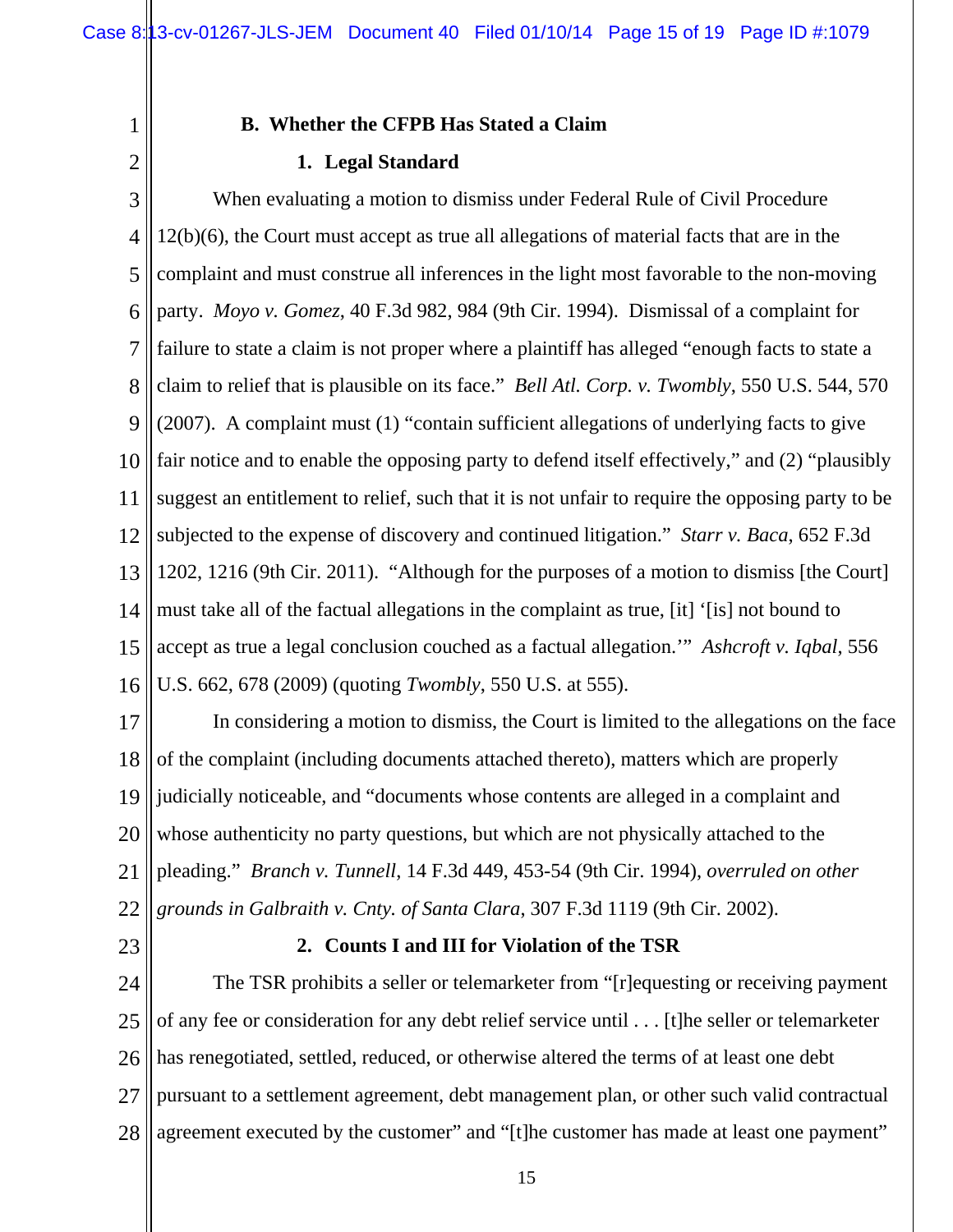### B. Whether the CFPB Has Stated a Claim

#### 1. Legal Standard

When evaluating a motion to dismiss under Federal Rule of Civil Procedure 12(b)(6), the Court must accept as true all allegations of material facts that are in the complaint and must construe all inferences in the light most favorable to the non-moving party. *Moyo v. Gomez*, 40 F.3d 982, 984 (9th Cir. 1994). Dismissal of a complaint for failure to state a claim is not proper where a plaintiff has alleged "enough facts to state a claim to relief that is plausible on its face." *Bell Atl. Corp. v. Twombly*, 550 U.S. 544, 570 (2007). A complaint must (1) "contain sufficient allegations of underlying facts to give fair notice and to enable the opposing party to defend itself effectively," and (2) "plausibly suggest an entitlement to relief, such that it is not unfair to require the opposing party to be subjected to the expense of discovery and continued litigation." *Starr v. Baca*, 652 F.3d 1202, 1216 (9th Cir. 2011). "Although for the purposes of a motion to dismiss [the Court] must take all of the factual allegations in the complaint as true, [it] '[is] not bound to accept as true a legal conclusion couched as a factual allegation.'" *Ashcroft v. Iqbal*, 556 U.S. 662, 678 (2009) (quoting *Twombly*, 550 U.S. at 555).

In considering a motion to dismiss, the Court is limited to the allegations on the face of the complaint (including documents attached thereto), matters which are properly judicially noticeable, and "documents whose contents are alleged in a complaint and whose authenticity no party questions, but which are not physically attached to the pleading." *Branch v. Tunnell*, 14 F.3d 449, 453-54 (9th Cir. 1994), *overruled on other grounds in Galbraith v. Cnty. of Santa Clara*, 307 F.3d 1119 (9th Cir. 2002).

#### 2. Counts I and III for Violation of the TSR

The TSR prohibits a seller or telemarketer from "[r]equesting or receiving payment of any fee or consideration for any debt relief service until . . . [t]he seller or telemarketer has renegotiated, settled, reduced, or otherwise altered the terms of at least one debt pursuant to a settlement agreement, debt management plan, or other such valid contractual agreement executed by the customer" and "[t]he customer has made at least one payment"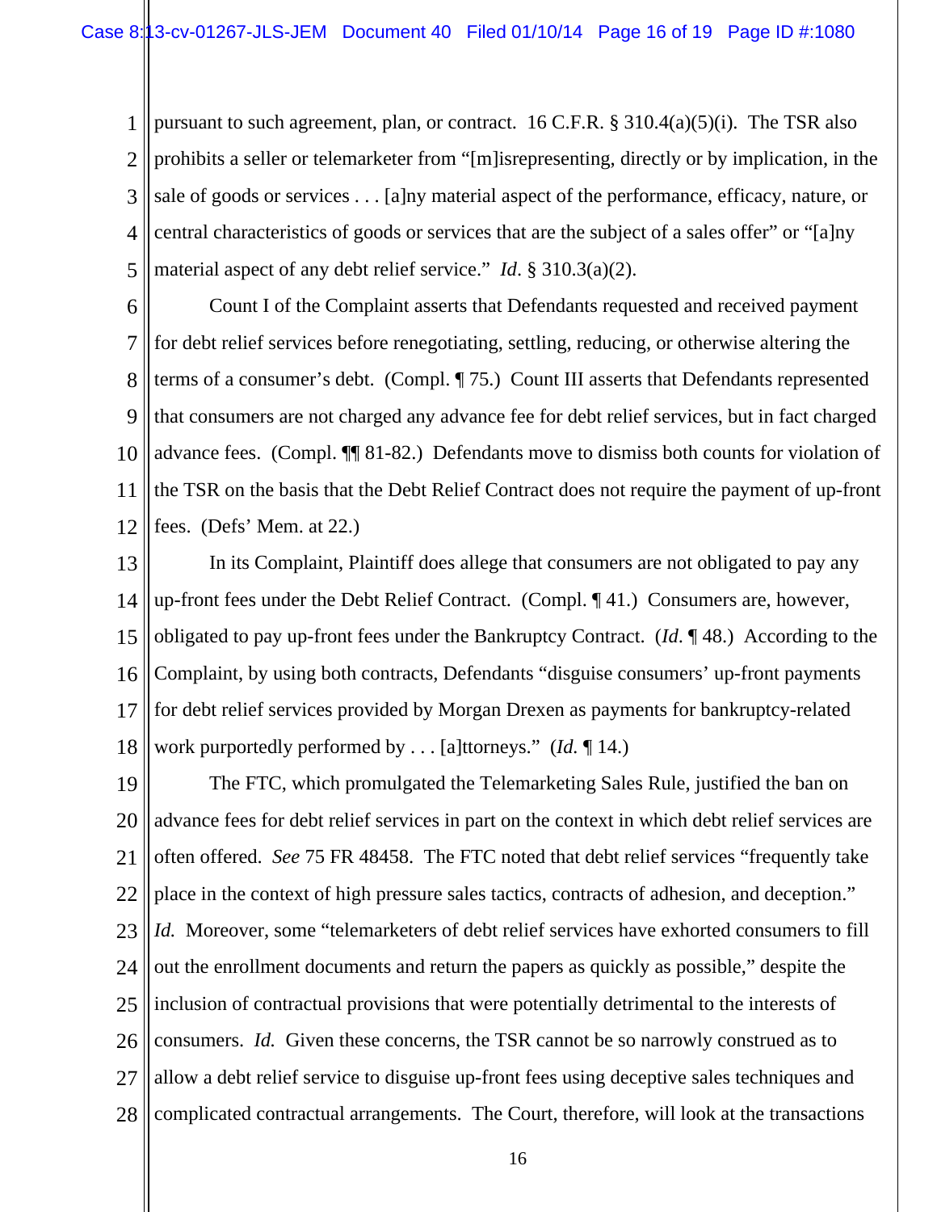pursuant to such agreement, plan, or contract. 16 C.F.R. § 310.4(a)(5)(i). The TSR also prohibits a seller or telemarketer from "[m]isrepresenting, directly or by implication, in the sale of goods or services . . . [a]ny material aspect of the performance, efficacy, nature, or central characteristics of goods or services that are the subject of a sales offer" or "[a]ny material aspect of any debt relief service." *Id*. § 310.3(a)(2).

Count I of the Complaint asserts that Defendants requested and received payment for debt relief services before renegotiating, settling, reducing, or otherwise altering the terms of a consumer's debt. (Compl. ¶ 75.) Count III asserts that Defendants represented that consumers are not charged any advance fee for debt relief services, but in fact charged advance fees. (Compl. ¶¶ 81-82.) Defendants move to dismiss both counts for violation of the TSR on the basis that the Debt Relief Contract does not require the payment of up-front fees. (Defs' Mem. at 22.)

In its Complaint, Plaintiff does allege that consumers are not obligated to pay any up-front fees under the Debt Relief Contract. (Compl. ¶ 41.) Consumers are, however, obligated to pay up-front fees under the Bankruptcy Contract. (*Id.* ¶ 48.) According to the Complaint, by using both contracts, Defendants "disguise consumers' up-front payments for debt relief services provided by Morgan Drexen as payments for bankruptcy-related work purportedly performed by . . . [a]ttorneys." (*Id.* ¶ 14.)

The FTC, which promulgated the Telemarketing Sales Rule, justified the ban on advance fees for debt relief services in part on the context in which debt relief services are often offered. *See* 75 FR 48458. The FTC noted that debt relief services "frequently take place in the context of high pressure sales tactics, contracts of adhesion, and deception." *Id.* Moreover, some "telemarketers of debt relief services have exhorted consumers to fill out the enrollment documents and return the papers as quickly as possible," despite the inclusion of contractual provisions that were potentially detrimental to the interests of consumers. *Id.* Given these concerns, the TSR cannot be so narrowly construed as to allow a debt relief service to disguise up-front fees using deceptive sales techniques and complicated contractual arrangements. The Court, therefore, will look at the transactions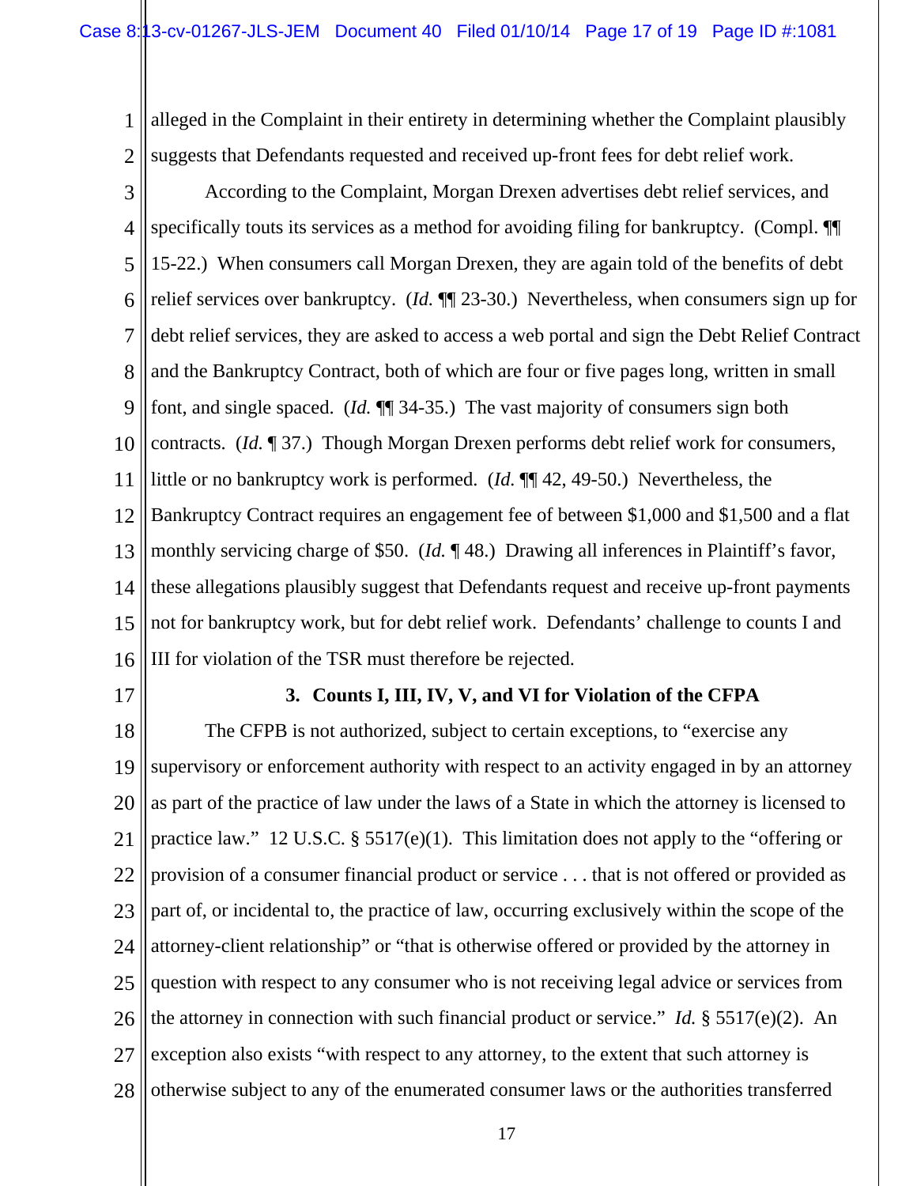alleged in the Complaint in their entirety in determining whether the Complaint plausibly suggests that Defendants requested and received up-front fees for debt relief work.

According to the Complaint, Morgan Drexen advertises debt relief services, and specifically touts its services as a method for avoiding filing for bankruptcy. (Compl. ¶¶ 15-22.) When consumers call Morgan Drexen, they are again told of the benefits of debt relief services over bankruptcy. (*Id.* ¶¶ 23-30.) Nevertheless, when consumers sign up for debt relief services, they are asked to access a web portal and sign the Debt Relief Contract and the Bankruptcy Contract, both of which are four or five pages long, written in small font, and single spaced. (*Id.* ¶¶ 34-35.) The vast majority of consumers sign both contracts. (*Id.* ¶ 37.) Though Morgan Drexen performs debt relief work for consumers, little or no bankruptcy work is performed. (*Id.* ¶¶ 42, 49-50.) Nevertheless, the Bankruptcy Contract requires an engagement fee of between $1,000 and $1,500 and a flat monthly servicing charge of $50. (*Id.* ¶ 48.) Drawing all inferences in Plaintiff's favor, these allegations plausibly suggest that Defendants request and receive up-front payments not for bankruptcy work, but for debt relief work. Defendants' challenge to counts I and III for violation of the TSR must therefore be rejected.

### 3. Counts I, III, IV, V, and VI for Violation of the CFPA

The CFPB is not authorized, subject to certain exceptions, to "exercise any supervisory or enforcement authority with respect to an activity engaged in by an attorney as part of the practice of law under the laws of a State in which the attorney is licensed to practice law." 12 U.S.C. § 5517(e)(1). This limitation does not apply to the "offering or provision of a consumer financial product or service . . . that is not offered or provided as part of, or incidental to, the practice of law, occurring exclusively within the scope of the attorney-client relationship" or "that is otherwise offered or provided by the attorney in question with respect to any consumer who is not receiving legal advice or services from the attorney in connection with such financial product or service." *Id.* § 5517(e)(2). An exception also exists "with respect to any attorney, to the extent that such attorney is otherwise subject to any of the enumerated consumer laws or the authorities transferred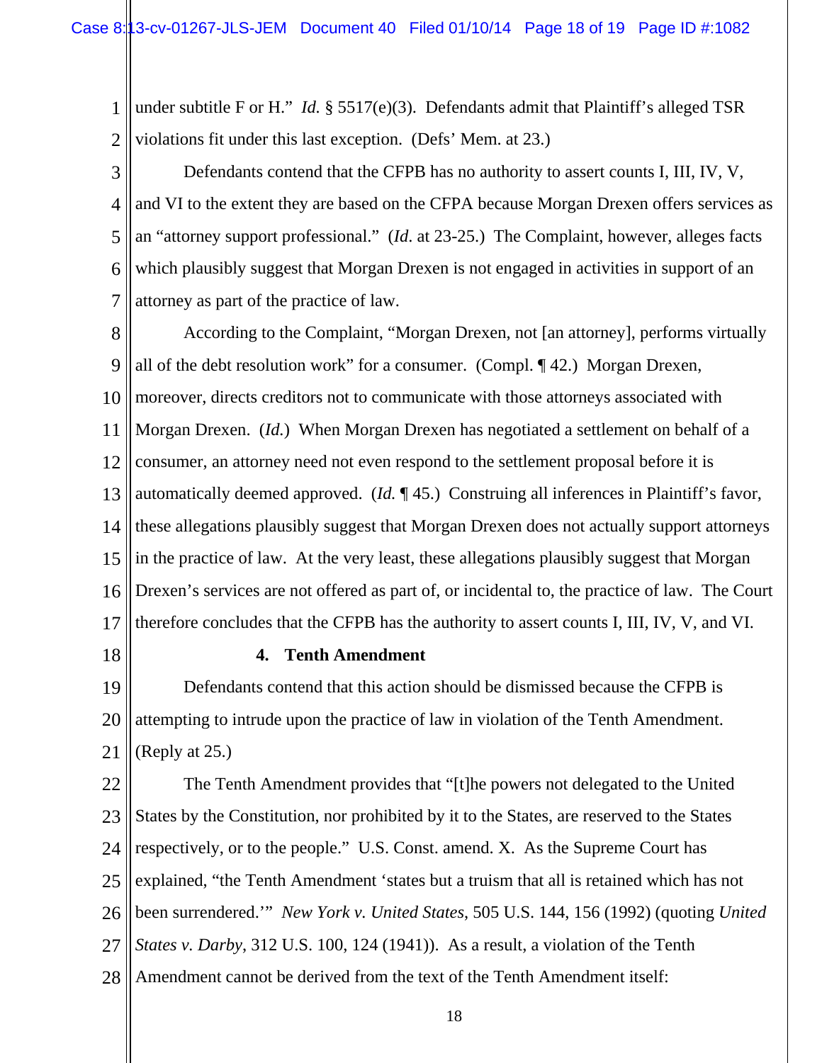under subtitle F or H." *Id.* § 5517(e)(3). Defendants admit that Plaintiff's alleged TSR violations fit under this last exception. (Defs' Mem. at 23.)

Defendants contend that the CFPB has no authority to assert counts I, III, IV, V, and VI to the extent they are based on the CFPA because Morgan Drexen offers services as an "attorney support professional." (*Id.* at 23-25.) The Complaint, however, alleges facts which plausibly suggest that Morgan Drexen is not engaged in activities in support of an attorney as part of the practice of law.

According to the Complaint, "Morgan Drexen, not [an attorney], performs virtually all of the debt resolution work" for a consumer. (Compl. ¶ 42.) Morgan Drexen, moreover, directs creditors not to communicate with those attorneys associated with Morgan Drexen. (*Id.*) When Morgan Drexen has negotiated a settlement on behalf of a consumer, an attorney need not even respond to the settlement proposal before it is automatically deemed approved. (*Id.* ¶ 45.) Construing all inferences in Plaintiff's favor, these allegations plausibly suggest that Morgan Drexen does not actually support attorneys in the practice of law. At the very least, these allegations plausibly suggest that Morgan Drexen's services are not offered as part of, or incidental to, the practice of law. The Court therefore concludes that the CFPB has the authority to assert counts I, III, IV, V, and VI.

**4. Tenth Amendment**

Defendants contend that this action should be dismissed because the CFPB is attempting to intrude upon the practice of law in violation of the Tenth Amendment. (Reply at 25.)

The Tenth Amendment provides that "[t]he powers not delegated to the United States by the Constitution, nor prohibited by it to the States, are reserved to the States respectively, or to the people." U.S. Const. amend. X. As the Supreme Court has explained, "the Tenth Amendment 'states but a truism that all is retained which has not been surrendered.'" *New York v. United States*, 505 U.S. 144, 156 (1992) (quoting *United States v. Darby*, 312 U.S. 100, 124 (1941)). As a result, a violation of the Tenth Amendment cannot be derived from the text of the Tenth Amendment itself: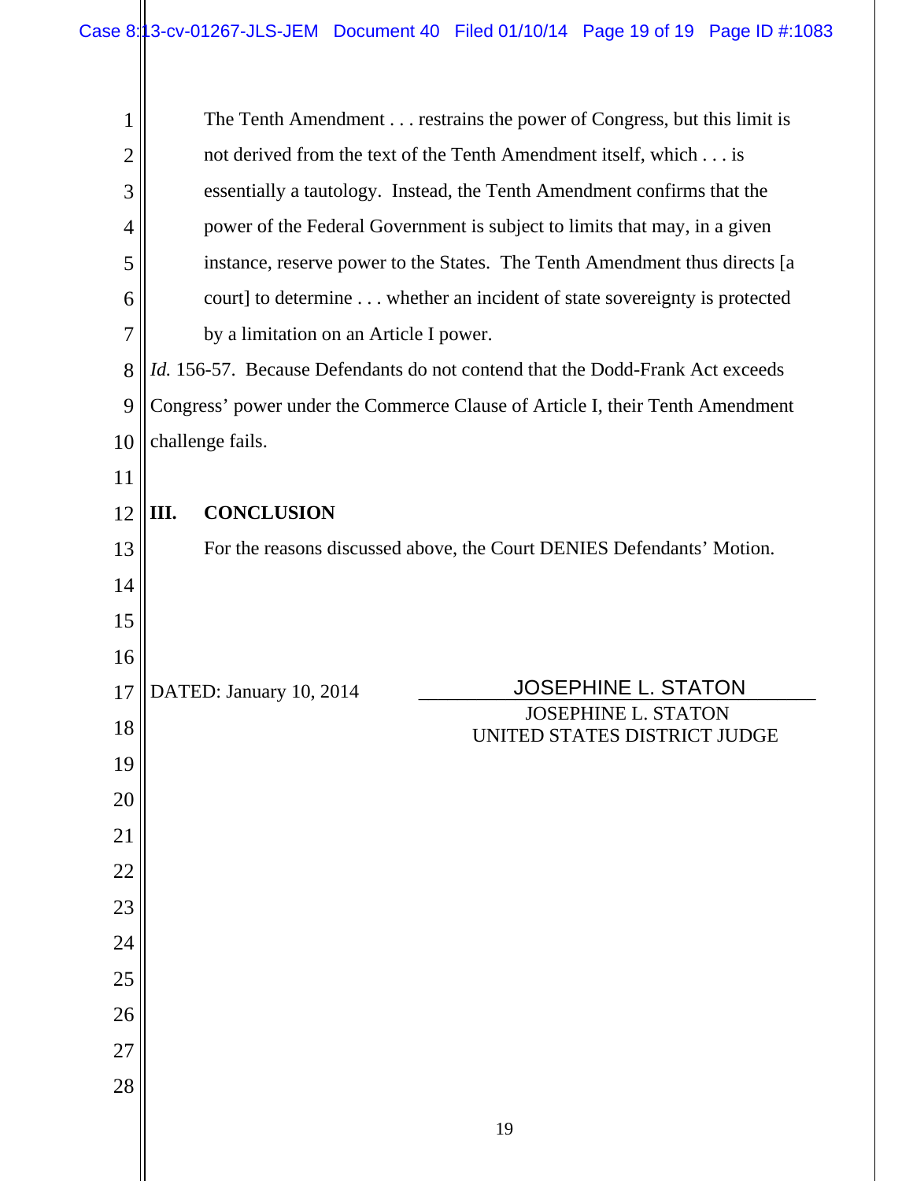> The Tenth Amendment . . . restrains the power of Congress, but this limit is not derived from the text of the Tenth Amendment itself, which . . . is essentially a tautology. Instead, the Tenth Amendment confirms that the power of the Federal Government is subject to limits that may, in a given instance, reserve power to the States. The Tenth Amendment thus directs [a court] to determine . . . whether an incident of state sovereignty is protected by a limitation on an Article I power.

*Id.* 156-57. Because Defendants do not contend that the Dodd-Frank Act exceeds Congress' power under the Commerce Clause of Article I, their Tenth Amendment challenge fails.

## III. CONCLUSION

For the reasons discussed above, the Court DENIES Defendants' Motion.

DATED: January 10, 2014

JOSEPHINE L. STATON

JOSEPHINE L. STATON
UNITED STATES DISTRICT JUDGE